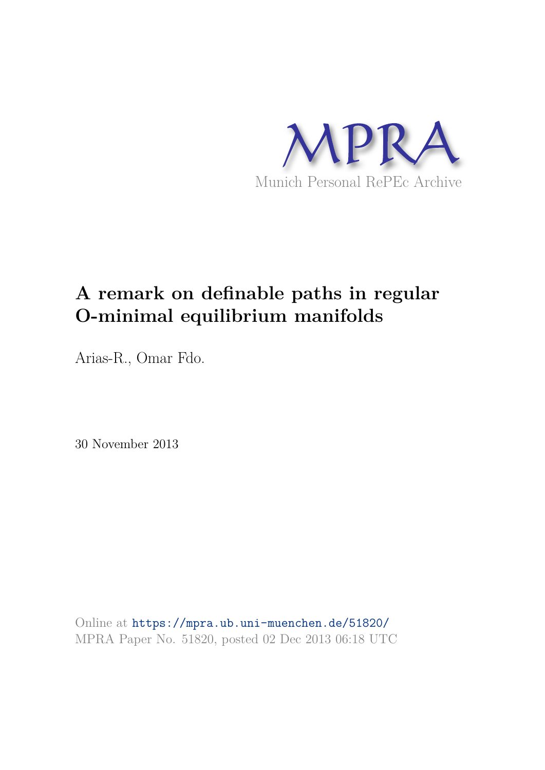MPRA

Munich Personal RePEc Archive

# A remark on definable paths in regular O-minimal equilibrium manifolds

Arias-R., Omar Fdo.

30 November 2013

Online at https://mpra.ub.uni-muenchen.de/51820/
MPRA Paper No. 51820, posted 02 Dec 2013 06:18 UTC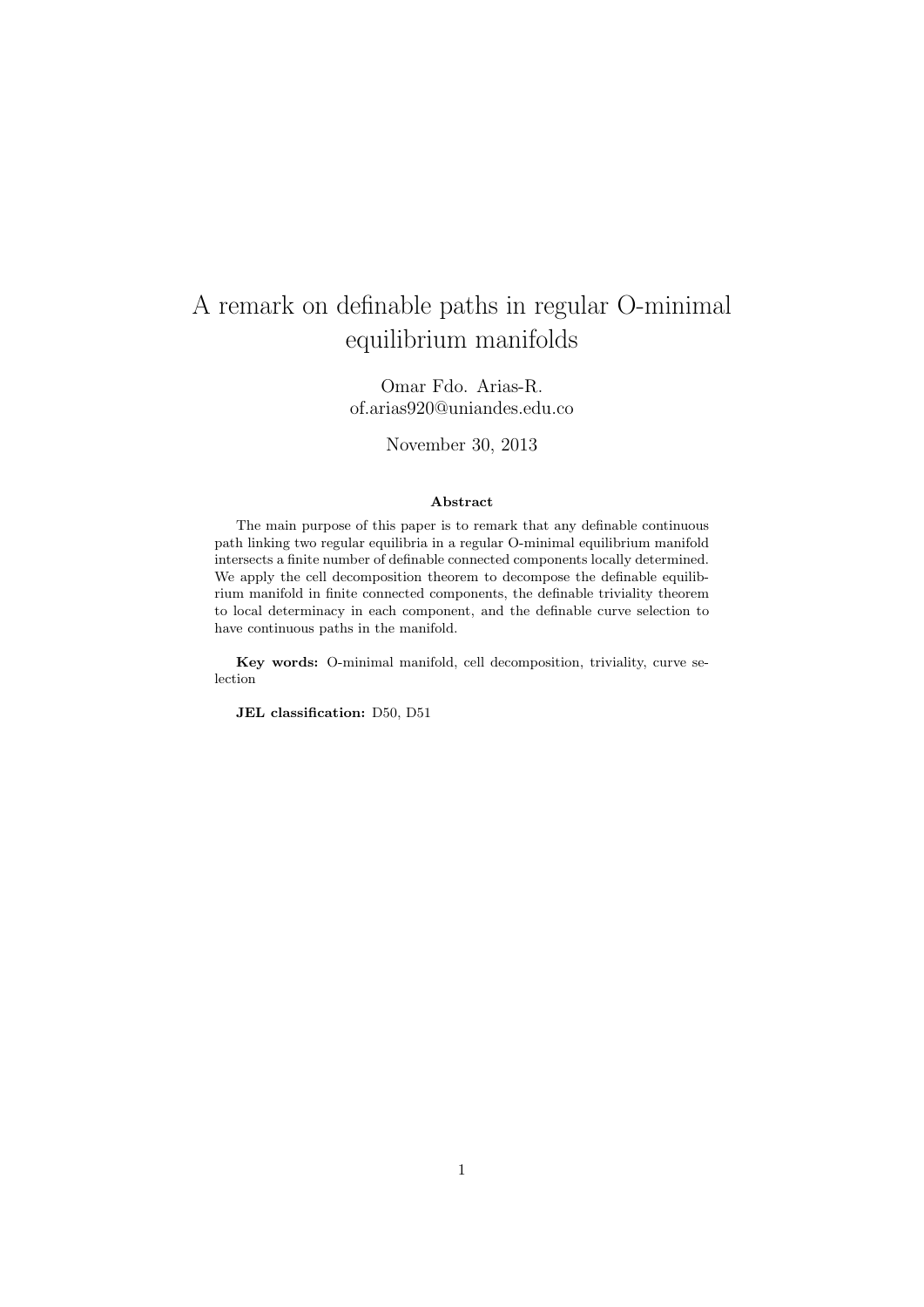# A remark on definable paths in regular O-minimal equilibrium manifolds

Omar Fdo. Arias-R.
of.arias920@uniandes.edu.co

November 30, 2013

**Abstract**

The main purpose of this paper is to remark that any definable continuous path linking two regular equilibria in a regular O-minimal equilibrium manifold intersects a finite number of definable connected components locally determined. We apply the cell decomposition theorem to decompose the definable equilibrium manifold in finite connected components, the definable triviality theorem to local determinacy in each component, and the definable curve selection to have continuous paths in the manifold.

**Key words:** O-minimal manifold, cell decomposition, triviality, curve selection

**JEL classification:** D50, D51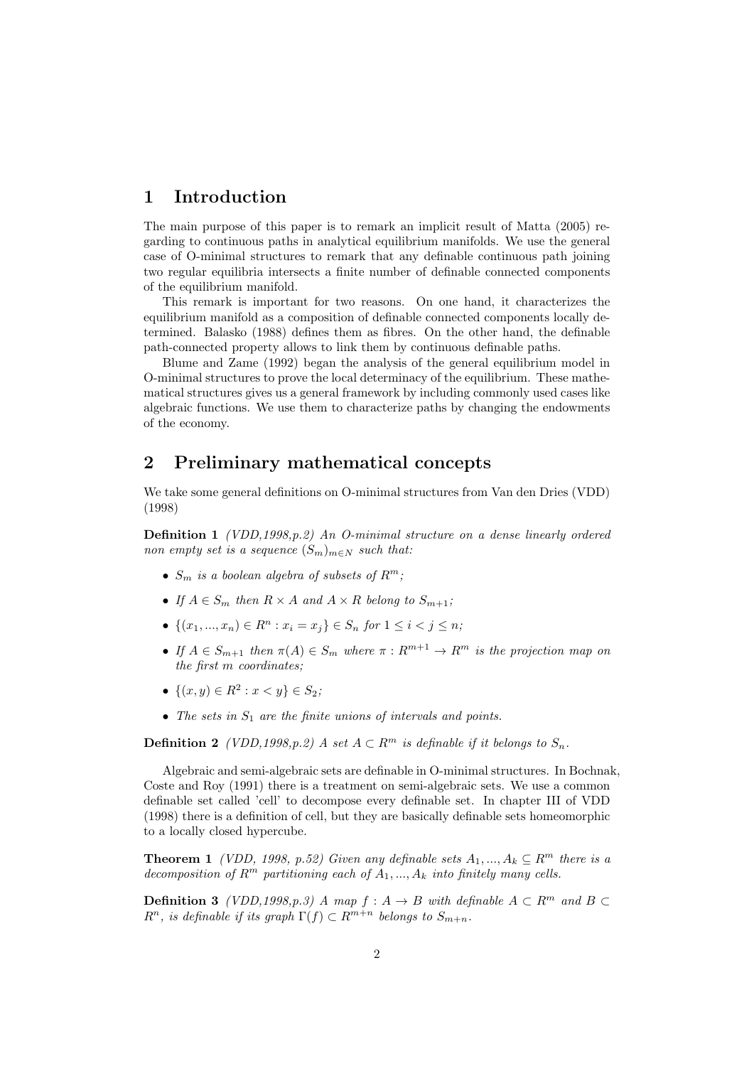## 1 Introduction

The main purpose of this paper is to remark an implicit result of Matta (2005) regarding to continuous paths in analytical equilibrium manifolds. We use the general case of O-minimal structures to remark that any definable continuous path joining two regular equilibria intersects a finite number of definable connected components of the equilibrium manifold.

This remark is important for two reasons. On one hand, it characterizes the equilibrium manifold as a composition of definable connected components locally determined. Balasko (1988) defines them as fibres. On the other hand, the definable path-connected property allows to link them by continuous definable paths.

Blume and Zame (1992) began the analysis of the general equilibrium model in O-minimal structures to prove the local determinacy of the equilibrium. These mathematical structures gives us a general framework by including commonly used cases like algebraic functions. We use them to characterize paths by changing the endowments of the economy.

## 2 Preliminary mathematical concepts

We take some general definitions on O-minimal structures from Van den Dries (VDD) (1998)

**Definition 1** *(VDD,1998,p.2) An O-minimal structure on a dense linearly ordered non empty set is a sequence $(S_m)_{m \in N}$ such that:*

- *$S_m$ is a boolean algebra of subsets of $R^m$;*
- *If $A \in S_m$ then $R \times A$ and $A \times R$ belong to $S_{m+1}$;*
- *$\{(x_1, ..., x_n) \in R^n : x_i = x_j\} \in S_n$ for $1 \leq i < j \leq n$;*
- *If $A \in S_{m+1}$ then $\pi(A) \in S_m$ where $\pi : R^{m+1} \to R^m$ is the projection map on the first $m$ coordinates;*
- *$\{(x, y) \in R^2 : x < y\} \in S_2$;*
- *The sets in $S_1$ are the finite unions of intervals and points.*

**Definition 2** *(VDD,1998,p.2) A set $A \subset R^m$ is definable if it belongs to $S_n$.*

Algebraic and semi-algebraic sets are definable in O-minimal structures. In Bochnak, Coste and Roy (1991) there is a treatment on semi-algebraic sets. We use a common definable set called 'cell' to decompose every definable set. In chapter III of VDD (1998) there is a definition of cell, but they are basically definable sets homeomorphic to a locally closed hypercube.

**Theorem 1** *(VDD, 1998, p.52) Given any definable sets $A_1, ..., A_k \subseteq R^m$ there is a decomposition of $R^m$ partitioning each of $A_1, ..., A_k$ into finitely many cells.*

**Definition 3** *(VDD,1998,p.3) A map $f : A \to B$ with definable $A \subset R^m$ and $B \subset R^n$, is definable if its graph $\Gamma(f) \subset R^{m+n}$ belongs to $S_{m+n}$.*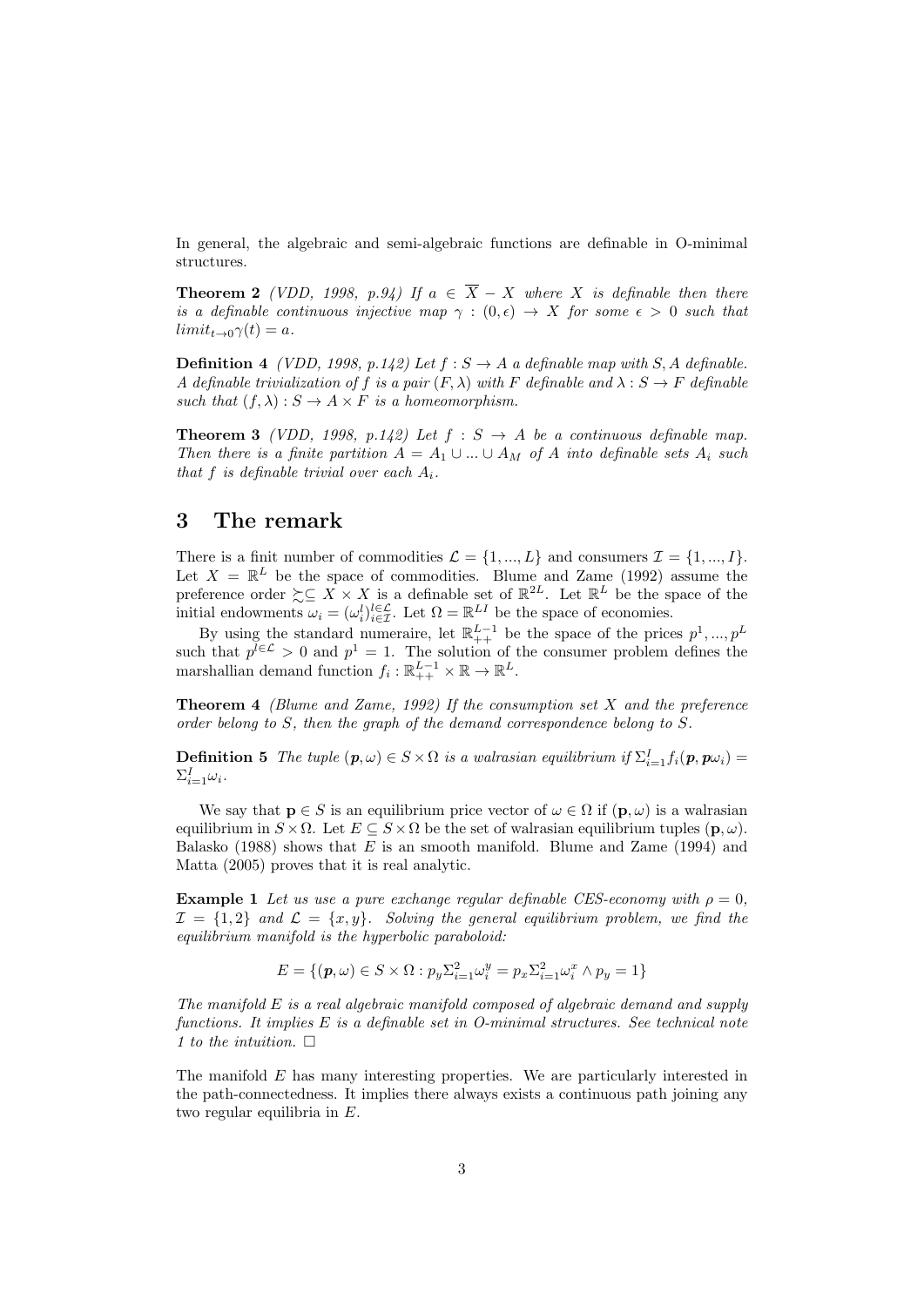In general, the algebraic and semi-algebraic functions are definable in O-minimal structures.

**Theorem 2** *(VDD, 1998, p.94) If $a \in \overline{X} - X$ where $X$ is definable then there is a definable continuous injective map $\gamma : (0, \epsilon) \to X$ for some $\epsilon > 0$ such that $limit_{t \to 0}\gamma(t) = a$.*

**Definition 4** *(VDD, 1998, p.142) Let $f : S \to A$ a definable map with $S, A$ definable. A definable trivialization of $f$ is a pair $(F, \lambda)$ with $F$ definable and $\lambda : S \to F$ definable such that $(f, \lambda) : S \to A \times F$ is a homeomorphism.*

**Theorem 3** *(VDD, 1998, p.142) Let $f : S \to A$ be a continuous definable map. Then there is a finite partition $A = A_1 \cup ... \cup A_M$ of $A$ into definable sets $A_i$ such that $f$ is definable trivial over each $A_i$.*

## 3 The remark

There is a finit number of commodities $\mathcal{L} = \{1, ..., L\}$ and consumers $\mathcal{I} = \{1, ..., I\}$. Let $X = \mathbb{R}^L$ be the space of commodities. Blume and Zame (1992) assume the preference order $\succsim \subseteq X \times X$ is a definable set of $\mathbb{R}^{2L}$. Let $\mathbb{R}^L$ be the space of the initial endowments $\omega_i = (\omega_i^l)_{i \in \mathcal{I}}^{l \in \mathcal{L}}$. Let $\Omega = \mathbb{R}^{LI}$ be the space of economies.

By using the standard numeraire, let $\mathbb{R}^{L-1}_{++}$ be the space of the prices $p^1, ..., p^L$ such that $p^{l \in \mathcal{L}} > 0$ and $p^1 = 1$. The solution of the consumer problem defines the marshallian demand function $f_i : \mathbb{R}^{L-1}_{++} \times \mathbb{R} \to \mathbb{R}^L$.

**Theorem 4** *(Blume and Zame, 1992) If the consumption set $X$ and the preference order belong to $S$, then the graph of the demand correspondence belong to $S$.*

**Definition 5** *The tuple $(\boldsymbol{p}, \omega) \in S \times \Omega$ is a walrasian equilibrium if $\Sigma_{i=1}^I f_i(\boldsymbol{p}, \boldsymbol{p}\omega_i) = \Sigma_{i=1}^I \omega_i$.*

We say that $\mathbf{p} \in S$ is an equilibrium price vector of $\omega \in \Omega$ if $(\mathbf{p}, \omega)$ is a walrasian equilibrium in $S \times \Omega$. Let $E \subseteq S \times \Omega$ be the set of walrasian equilibrium tuples $(\mathbf{p}, \omega)$. Balasko (1988) shows that $E$ is an smooth manifold. Blume and Zame (1994) and Matta (2005) proves that it is real analytic.

**Example 1** *Let us use a pure exchange regular definable CES-economy with $\rho = 0$, $\mathcal{I} = \{1, 2\}$ and $\mathcal{L} = \{x, y\}$. Solving the general equilibrium problem, we find the equilibrium manifold is the hyperbolic paraboloid:*

$$E = \{(\boldsymbol{p}, \omega) \in S \times \Omega : p_y \Sigma_{i=1}^2 \omega_i^y = p_x \Sigma_{i=1}^2 \omega_i^x \wedge p_y = 1\}$$

*The manifold $E$ is a real algebraic manifold composed of algebraic demand and supply functions. It implies $E$ is a definable set in O-minimal structures. See technical note 1 to the intuition.* $\square$

The manifold $E$ has many interesting properties. We are particularly interested in the path-connectedness. It implies there always exists a continuous path joining any two regular equilibria in $E$.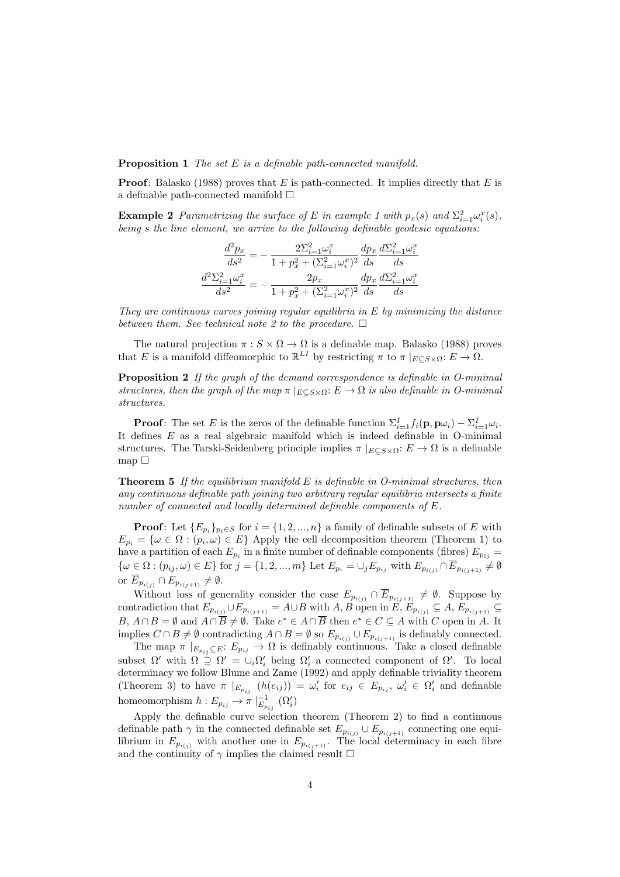**Proposition 1** *The set $E$ is a definable path-connected manifold.*

**Proof**: Balasko (1988) proves that $E$ is path-connected. It implies directly that $E$ is a definable path-connected manifold $\square$

**Example 2** *Parametrizing the surface of $E$ in example 1 with $p_x(s)$ and $\Sigma_{i=1}^2 \omega_i^x(s)$, being $s$ the line element, we arrive to the following definable geodesic equations:*

$$\frac{d^2 p_x}{ds^2} = -\frac{2\Sigma_{i=1}^2 \omega_i^x}{1 + p_x^2 + (\Sigma_{i=1}^2 \omega_i^x)^2} \frac{dp_x}{ds} \frac{d\Sigma_{i=1}^2 \omega_i^x}{ds}$$

$$\frac{d^2 \Sigma_{i=1}^2 \omega_i^x}{ds^2} = -\frac{2p_x}{1 + p_x^2 + (\Sigma_{i=1}^2 \omega_i^x)^2} \frac{dp_x}{ds} \frac{d\Sigma_{i=1}^2 \omega_i^x}{ds}$$

*They are continuous curves joining regular equilibria in $E$ by minimizing the distance between them. See technical note 2 to the procedure.* $\square$

The natural projection $\pi : S \times \Omega \to \Omega$ is a definable map. Balasko (1988) proves that $E$ is a manifold diffeomorphic to $\mathbb{R}^{LI}$ by restricting $\pi$ to $\pi \mid_{E \subseteq S \times \Omega}: E \to \Omega$.

**Proposition 2** *If the graph of the demand correspondence is definable in O-minimal structures, then the graph of the map $\pi \mid_{E \subseteq S \times \Omega}: E \to \Omega$ is also definable in O-minimal structures.*

**Proof**: The set $E$ is the zeros of the definable function $\Sigma_{i=1}^I f_i(\mathbf{p}, \mathbf{p}\omega_i) - \Sigma_{i=1}^I \omega_i$. It defines $E$ as a real algebraic manifold which is indeed definable in O-minimal structures. The Tarski-Seidenberg principle implies $\pi \mid_{E \subseteq S \times \Omega}: E \to \Omega$ is a definable map $\square$

**Theorem 5** *If the equilibrium manifold $E$ is definable in O-minimal structures, then any continuous definable path joining two arbitrary regular equilibria intersects a finite number of connected and locally determined definable components of $E$.*

**Proof**: Let $\{E_{p_i}\}_{p_i \in S}$ for $i = \{1, 2, ..., n\}$ a family of definable subsets of $E$ with $E_{p_i} = \{\omega \in \Omega : (p_i, \omega) \in E\}$ Apply the cell decomposition theorem (Theorem 1) to have a partition of each $E_{p_i}$ in a finite number of definable components (fibres) $E_{p_{ij}} = \{\omega \in \Omega : (p_{ij}, \omega) \in E\}$ for $j = \{1, 2, ..., m\}$ Let $E_{p_i} = \cup_j E_{p_{ij}}$ with $E_{p_{i(j)}} \cap \overline{E}_{p_{i(j+1)}} \neq \emptyset$ or $\overline{E}_{p_{i(j)}} \cap E_{p_{i(j+1)}} \neq \emptyset$.

Without loss of generality consider the case $E_{p_{i(j)}} \cap \overline{E}_{p_{i(j+1)}} \neq \emptyset$. Suppose by contradiction that $E_{p_{i(j)}} \cup E_{p_{i(j+1)}} = A \cup B$ with $A, B$ open in $E$, $E_{p_{i(j)}} \subseteq A$, $E_{p_{i(j+1)}} \subseteq B$, $A \cap B = \emptyset$ and $A \cap \overline{B} \neq \emptyset$. Take $e^* \in A \cap \overline{B}$ then $e^* \in C \subseteq A$ with $C$ open in $A$. It implies $C \cap B \neq \emptyset$ contradicting $A \cap B = \emptyset$ so $E_{p_{i(j)}} \cup E_{p_{i(j+1)}}$ is definably connected.

The map $\pi \mid_{E_{p_{ij}} \subseteq E}: E_{p_{ij}} \to \Omega$ is definably continuous. Take a closed definable subset $\Omega'$ with $\Omega \supseteq \Omega' = \cup_i \Omega'_i$ being $\Omega'_i$ a connected component of $\Omega'$. To local determinacy we follow Blume and Zame (1992) and apply definable triviality theorem (Theorem 3) to have $\pi \mid_{E_{p_{ij}}} (h(e_{ij})) = \omega'_i$ for $e_{ij} \in E_{p_{ij}}$, $\omega'_i \in \Omega'_i$ and definable homeomorphism $h : E_{p_{ij}} \to \pi \mid_{E_{p_{ij}}}^{-1} (\Omega'_i)$

Apply the definable curve selection theorem (Theorem 2) to find a continuous definable path $\gamma$ in the connected definable set $E_{p_{i(j)}} \cup E_{p_{i(j+1)}}$ connecting one equilibrium in $E_{p_{i(j)}}$ with another one in $E_{p_{i(j+1)}}$. The local determinacy in each fibre and the continuity of $\gamma$ implies the claimed result $\square$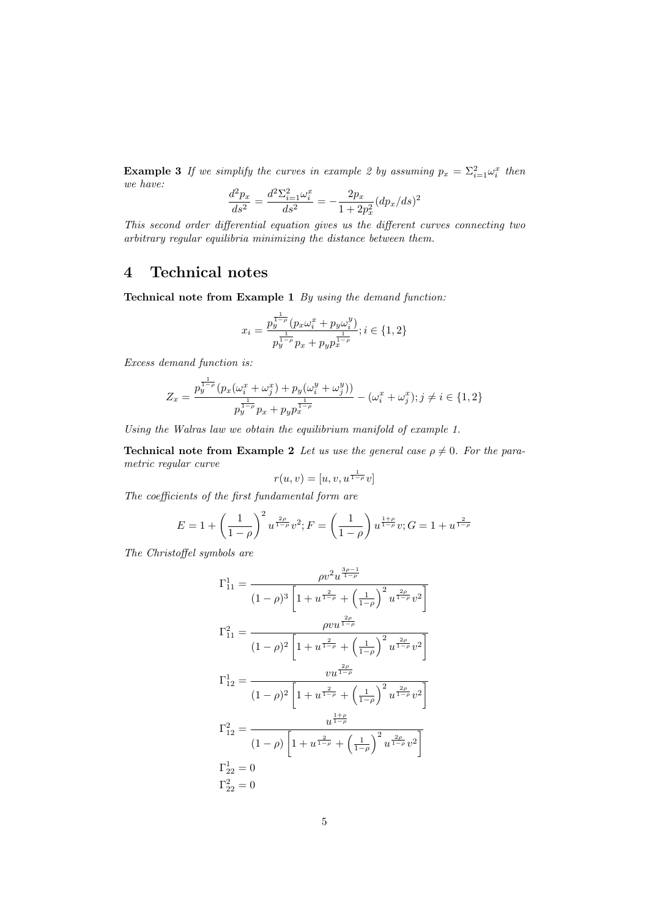**Example 3** *If we simplify the curves in example 2 by assuming $p_x = \Sigma_{i=1}^{2}\omega_i^x$ then we have:*

$$\frac{d^2 p_x}{ds^2} = \frac{d^2 \Sigma_{i=1}^{2}\omega_i^x}{ds^2} = -\frac{2p_x}{1+2p_x^2}(dp_x/ds)^2$$

*This second order differential equation gives us the different curves connecting two arbitrary regular equilibria minimizing the distance between them.*

# 4 Technical notes

**Technical note from Example 1** *By using the demand function:*

$$x_i = \frac{p_y^{\frac{1}{1-\rho}}(p_x\omega_i^x + p_y\omega_i^y)}{p_y^{\frac{1}{1-\rho}}p_x + p_y p_x^{\frac{1}{1-\rho}}}; i \in \{1,2\}$$

*Excess demand function is:*

$$Z_x = \frac{p_y^{\frac{1}{1-\rho}}(p_x(\omega_i^x + \omega_j^x) + p_y(\omega_i^y + \omega_j^y))}{p_y^{\frac{1}{1-\rho}}p_x + p_y p_x^{\frac{1}{1-\rho}}} - (\omega_i^x + \omega_j^x); j \neq i \in \{1,2\}$$

*Using the Walras law we obtain the equilibrium manifold of example 1.*

**Technical note from Example 2** *Let us use the general case $\rho \neq 0$. For the parametric regular curve*

$$r(u,v) = [u, v, u^{\frac{1}{1-\rho}}v]$$

*The coefficients of the first fundamental form are*

$$E = 1 + \left(\frac{1}{1-\rho}\right)^2 u^{\frac{2\rho}{1-\rho}}v^2; F = \left(\frac{1}{1-\rho}\right)u^{\frac{1+\rho}{1-\rho}}v; G = 1 + u^{\frac{2}{1-\rho}}$$

*The Christoffel symbols are*

$$\Gamma_{11}^1 = \frac{\rho v^2 u^{\frac{3\rho-1}{1-\rho}}}{(1-\rho)^3\left[1 + u^{\frac{2}{1-\rho}} + \left(\frac{1}{1-\rho}\right)^2 u^{\frac{2\rho}{1-\rho}}v^2\right]}$$

$$\Gamma_{11}^2 = \frac{\rho v u^{\frac{2\rho}{1-\rho}}}{(1-\rho)^2\left[1 + u^{\frac{2}{1-\rho}} + \left(\frac{1}{1-\rho}\right)^2 u^{\frac{2\rho}{1-\rho}}v^2\right]}$$

$$\Gamma_{12}^1 = \frac{v u^{\frac{2\rho}{1-\rho}}}{(1-\rho)^2\left[1 + u^{\frac{2}{1-\rho}} + \left(\frac{1}{1-\rho}\right)^2 u^{\frac{2\rho}{1-\rho}}v^2\right]}$$

$$\Gamma_{12}^2 = \frac{u^{\frac{1+\rho}{1-\rho}}}{(1-\rho)\left[1 + u^{\frac{2}{1-\rho}} + \left(\frac{1}{1-\rho}\right)^2 u^{\frac{2\rho}{1-\rho}}v^2\right]}$$

$$\Gamma_{22}^1 = 0$$

$$\Gamma_{22}^2 = 0$$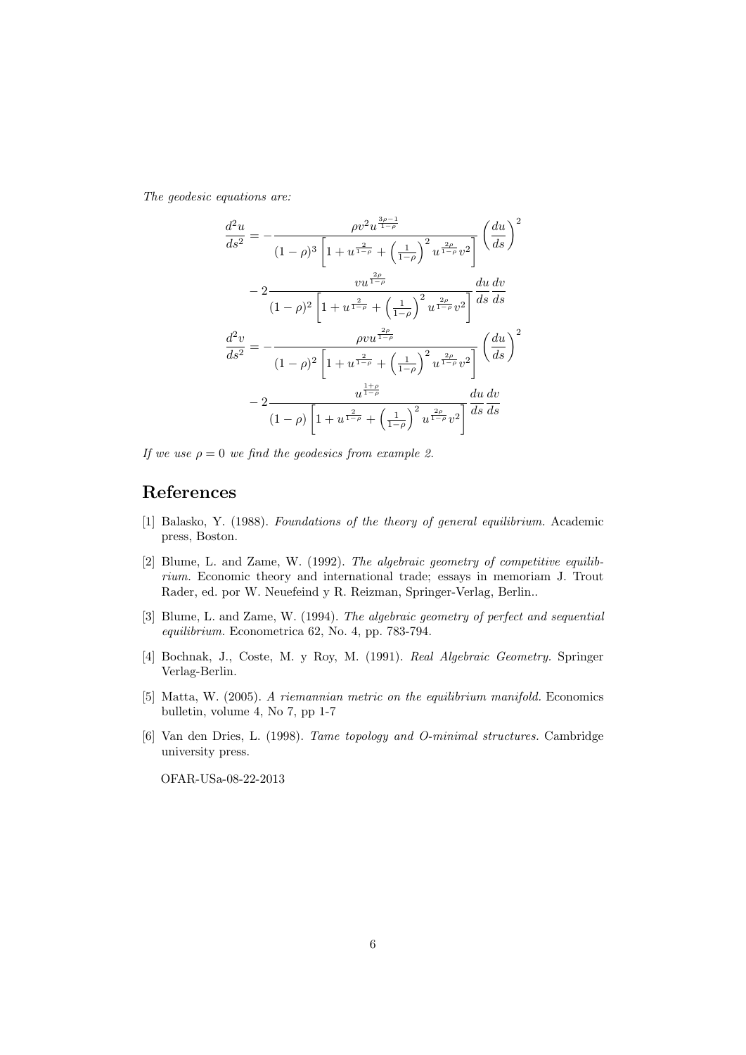*The geodesic equations are:*

$$
\begin{aligned}
\frac{d^2u}{ds^2} = &- \frac{\rho v^2 u^{\frac{3\rho-1}{1-\rho}}}{(1-\rho)^3 \left[1 + u^{\frac{2}{1-\rho}} + \left(\frac{1}{1-\rho}\right)^2 u^{\frac{2\rho}{1-\rho}} v^2\right]} \left(\frac{du}{ds}\right)^2 \\
&- 2 \frac{v u^{\frac{2\rho}{1-\rho}}}{(1-\rho)^2 \left[1 + u^{\frac{2}{1-\rho}} + \left(\frac{1}{1-\rho}\right)^2 u^{\frac{2\rho}{1-\rho}} v^2\right]} \frac{du}{ds} \frac{dv}{ds} \\
\frac{d^2v}{ds^2} = &- \frac{\rho v u^{\frac{2\rho}{1-\rho}}}{(1-\rho)^2 \left[1 + u^{\frac{2}{1-\rho}} + \left(\frac{1}{1-\rho}\right)^2 u^{\frac{2\rho}{1-\rho}} v^2\right]} \left(\frac{du}{ds}\right)^2 \\
&- 2 \frac{u^{\frac{1+\rho}{1-\rho}}}{(1-\rho) \left[1 + u^{\frac{2}{1-\rho}} + \left(\frac{1}{1-\rho}\right)^2 u^{\frac{2\rho}{1-\rho}} v^2\right]} \frac{du}{ds} \frac{dv}{ds}
\end{aligned}
$$

*If we use $\rho = 0$ we find the geodesics from example 2.*

## References

[1] Balasko, Y. (1988). *Foundations of the theory of general equilibrium.* Academic press, Boston.

[2] Blume, L. and Zame, W. (1992). *The algebraic geometry of competitive equilibrium.* Economic theory and international trade; essays in memoriam J. Trout Rader, ed. por W. Neuefeind y R. Reizman, Springer-Verlag, Berlin..

[3] Blume, L. and Zame, W. (1994). *The algebraic geometry of perfect and sequential equilibrium.* Econometrica 62, No. 4, pp. 783-794.

[4] Bochnak, J., Coste, M. y Roy, M. (1991). *Real Algebraic Geometry.* Springer Verlag-Berlin.

[5] Matta, W. (2005). *A riemannian metric on the equilibrium manifold.* Economics bulletin, volume 4, No 7, pp 1-7

[6] Van den Dries, L. (1998). *Tame topology and O-minimal structures.* Cambridge university press.

OFAR-USa-08-22-2013